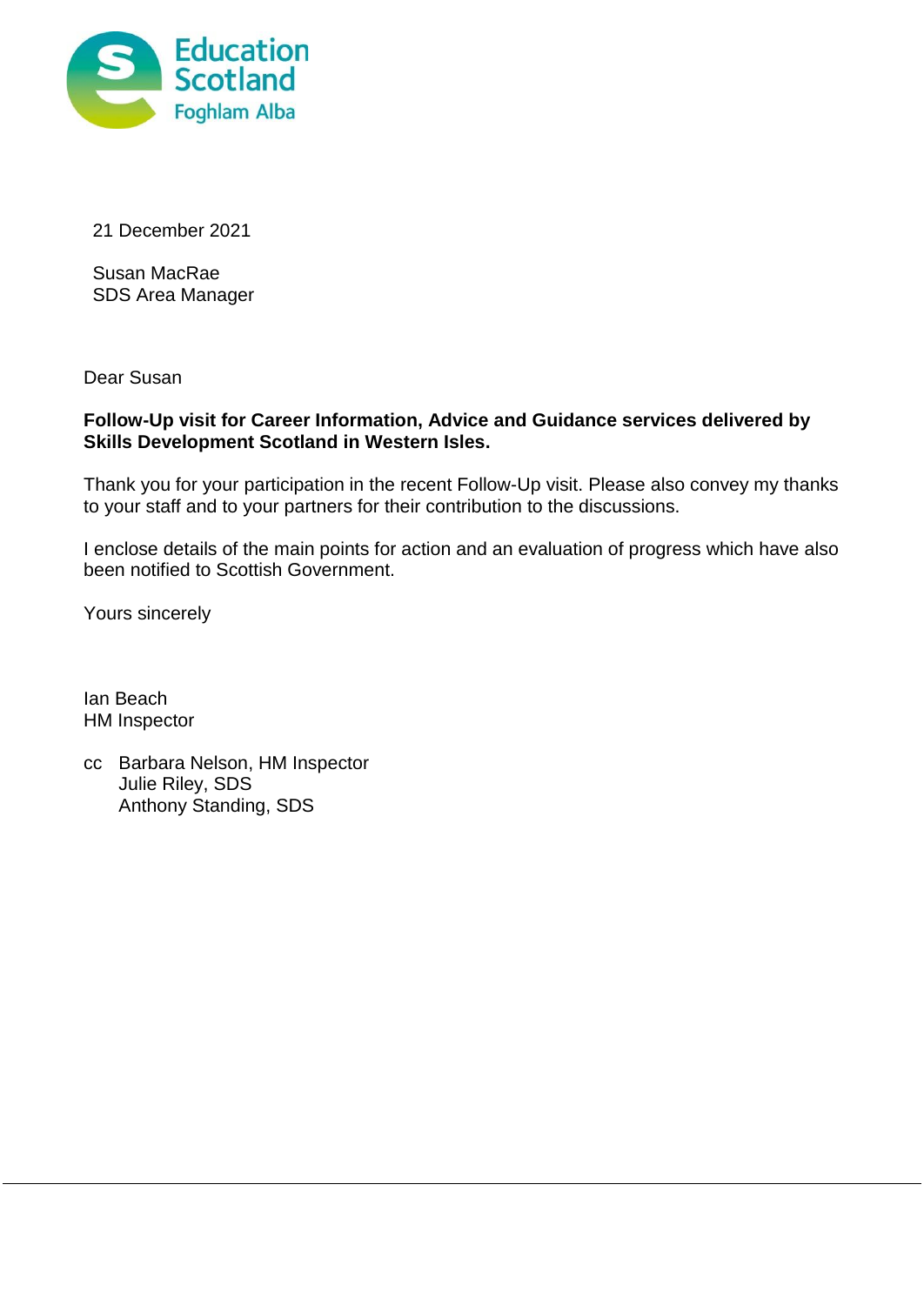Education Scotland
Foghlam Alba

21 December 2021

Susan MacRae
SDS Area Manager

Dear Susan

**Follow-Up visit for Career Information, Advice and Guidance services delivered by Skills Development Scotland in Western Isles.**

Thank you for your participation in the recent Follow-Up visit. Please also convey my thanks to your staff and to your partners for their contribution to the discussions.

I enclose details of the main points for action and an evaluation of progress which have also been notified to Scottish Government.

Yours sincerely

Ian Beach
HM Inspector

cc Barbara Nelson, HM Inspector
Julie Riley, SDS
Anthony Standing, SDS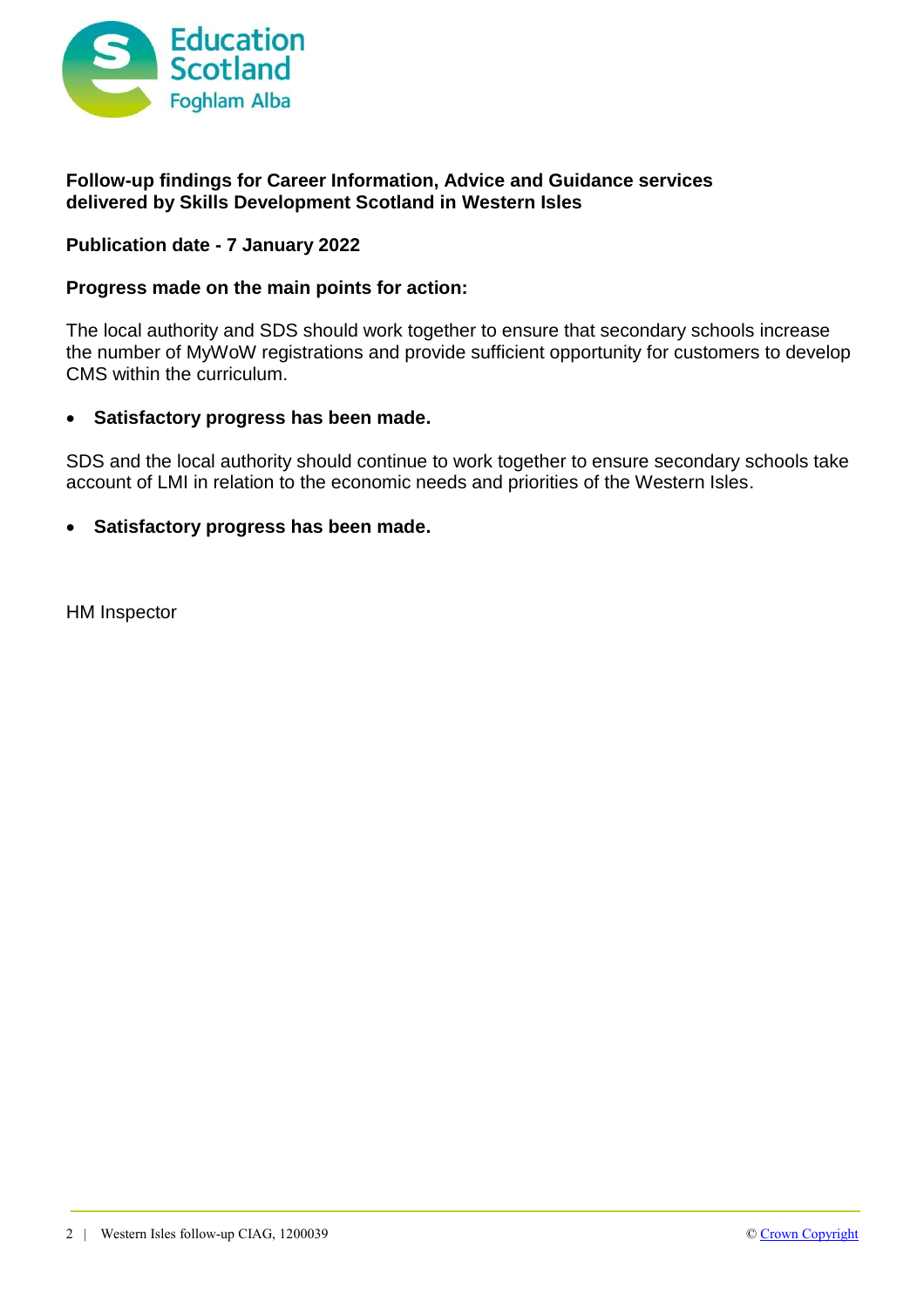**Follow-up findings for Career Information, Advice and Guidance services delivered by Skills Development Scotland in Western Isles**

**Publication date - 7 January 2022**

**Progress made on the main points for action:**

The local authority and SDS should work together to ensure that secondary schools increase the number of MyWoW registrations and provide sufficient opportunity for customers to develop CMS within the curriculum.

- **Satisfactory progress has been made.**

SDS and the local authority should continue to work together to ensure secondary schools take account of LMI in relation to the economic needs and priorities of the Western Isles.

- **Satisfactory progress has been made.**

HM Inspector